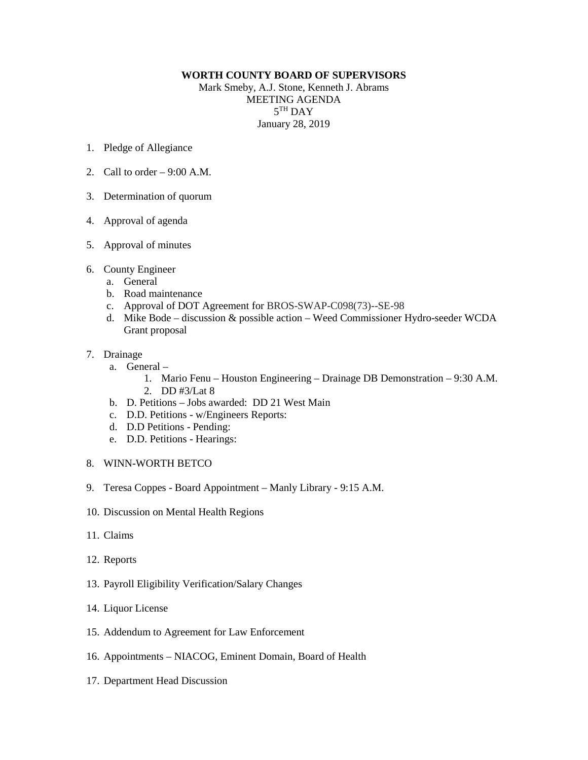**WORTH COUNTY BOARD OF SUPERVISORS**

Mark Smeby, A.J. Stone, Kenneth J. Abrams

MEETING AGENDA

5TH DAY

January 28, 2019

1. Pledge of Allegiance

2. Call to order – 9:00 A.M.

3. Determination of quorum

4. Approval of agenda

5. Approval of minutes

6. County Engineer
   a. General
   b. Road maintenance
   c. Approval of DOT Agreement for BROS-SWAP-C098(73)--SE-98
   d. Mike Bode – discussion & possible action – Weed Commissioner Hydro-seeder WCDA Grant proposal

7. Drainage
   a. General –
      1. Mario Fenu – Houston Engineering – Drainage DB Demonstration – 9:30 A.M.
      2. DD #3/Lat 8
   b. D. Petitions – Jobs awarded: DD 21 West Main
   c. D.D. Petitions - w/Engineers Reports:
   d. D.D Petitions - Pending:
   e. D.D. Petitions - Hearings:

8. WINN-WORTH BETCO

9. Teresa Coppes - Board Appointment – Manly Library - 9:15 A.M.

10. Discussion on Mental Health Regions

11. Claims

12. Reports

13. Payroll Eligibility Verification/Salary Changes

14. Liquor License

15. Addendum to Agreement for Law Enforcement

16. Appointments – NIACOG, Eminent Domain, Board of Health

17. Department Head Discussion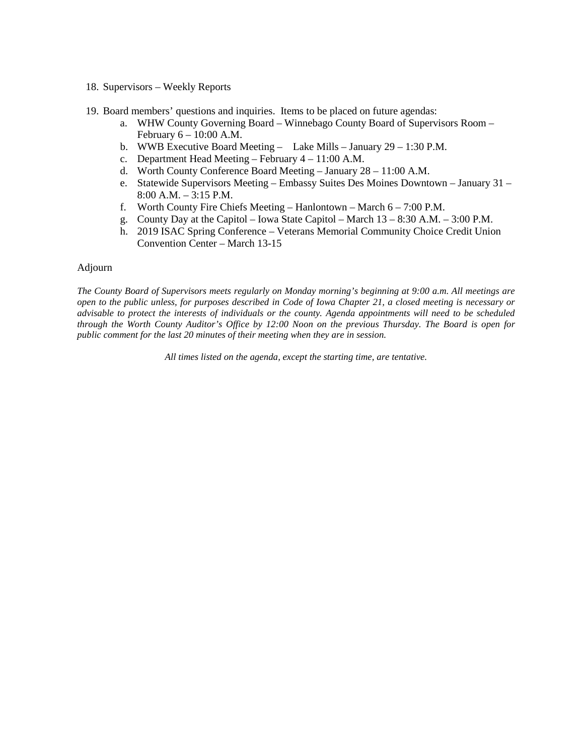18. Supervisors – Weekly Reports

19. Board members' questions and inquiries. Items to be placed on future agendas:
    a. WHW County Governing Board – Winnebago County Board of Supervisors Room – February 6 – 10:00 A.M.
    b. WWB Executive Board Meeting – Lake Mills – January 29 – 1:30 P.M.
    c. Department Head Meeting – February 4 – 11:00 A.M.
    d. Worth County Conference Board Meeting – January 28 – 11:00 A.M.
    e. Statewide Supervisors Meeting – Embassy Suites Des Moines Downtown – January 31 – 8:00 A.M. – 3:15 P.M.
    f. Worth County Fire Chiefs Meeting – Hanlontown – March 6 – 7:00 P.M.
    g. County Day at the Capitol – Iowa State Capitol – March 13 – 8:30 A.M. – 3:00 P.M.
    h. 2019 ISAC Spring Conference – Veterans Memorial Community Choice Credit Union Convention Center – March 13-15

Adjourn

*The County Board of Supervisors meets regularly on Monday morning's beginning at 9:00 a.m. All meetings are open to the public unless, for purposes described in Code of Iowa Chapter 21, a closed meeting is necessary or advisable to protect the interests of individuals or the county. Agenda appointments will need to be scheduled through the Worth County Auditor's Office by 12:00 Noon on the previous Thursday. The Board is open for public comment for the last 20 minutes of their meeting when they are in session.*

*All times listed on the agenda, except the starting time, are tentative.*